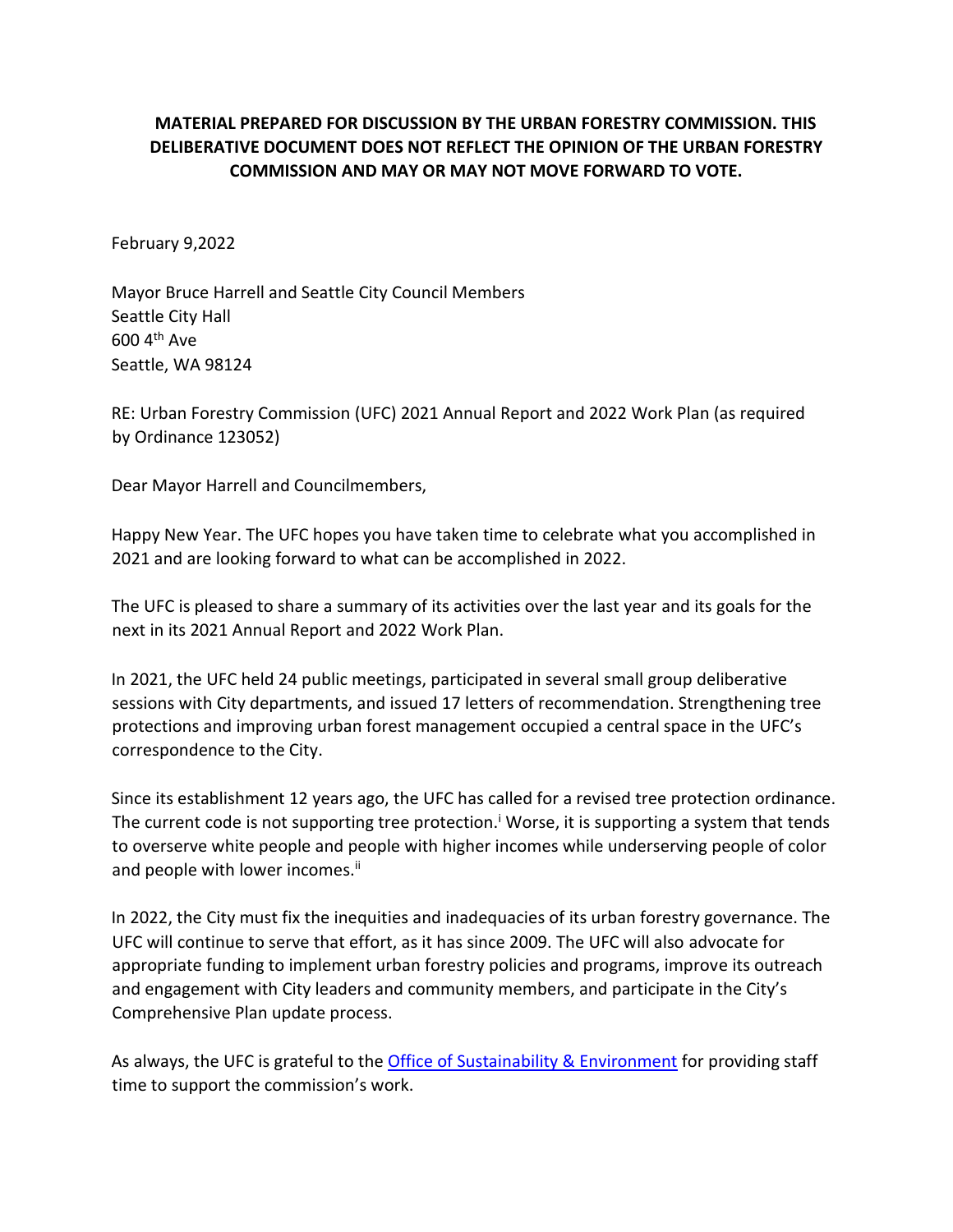**MATERIAL PREPARED FOR DISCUSSION BY THE URBAN FORESTRY COMMISSION. THIS DELIBERATIVE DOCUMENT DOES NOT REFLECT THE OPINION OF THE URBAN FORESTRY COMMISSION AND MAY OR MAY NOT MOVE FORWARD TO VOTE.**

February 9,2022

Mayor Bruce Harrell and Seattle City Council Members
Seattle City Hall
600 4th Ave
Seattle, WA 98124

RE: Urban Forestry Commission (UFC) 2021 Annual Report and 2022 Work Plan (as required by Ordinance 123052)

Dear Mayor Harrell and Councilmembers,

Happy New Year. The UFC hopes you have taken time to celebrate what you accomplished in 2021 and are looking forward to what can be accomplished in 2022.

The UFC is pleased to share a summary of its activities over the last year and its goals for the next in its 2021 Annual Report and 2022 Work Plan.

In 2021, the UFC held 24 public meetings, participated in several small group deliberative sessions with City departments, and issued 17 letters of recommendation. Strengthening tree protections and improving urban forest management occupied a central space in the UFC's correspondence to the City.

Since its establishment 12 years ago, the UFC has called for a revised tree protection ordinance. The current code is not supporting tree protection.[i] Worse, it is supporting a system that tends to overserve white people and people with higher incomes while underserving people of color and people with lower incomes.[ii]

In 2022, the City must fix the inequities and inadequacies of its urban forestry governance. The UFC will continue to serve that effort, as it has since 2009. The UFC will also advocate for appropriate funding to implement urban forestry policies and programs, improve its outreach and engagement with City leaders and community members, and participate in the City's Comprehensive Plan update process.

As always, the UFC is grateful to the Office of Sustainability & Environment for providing staff time to support the commission's work.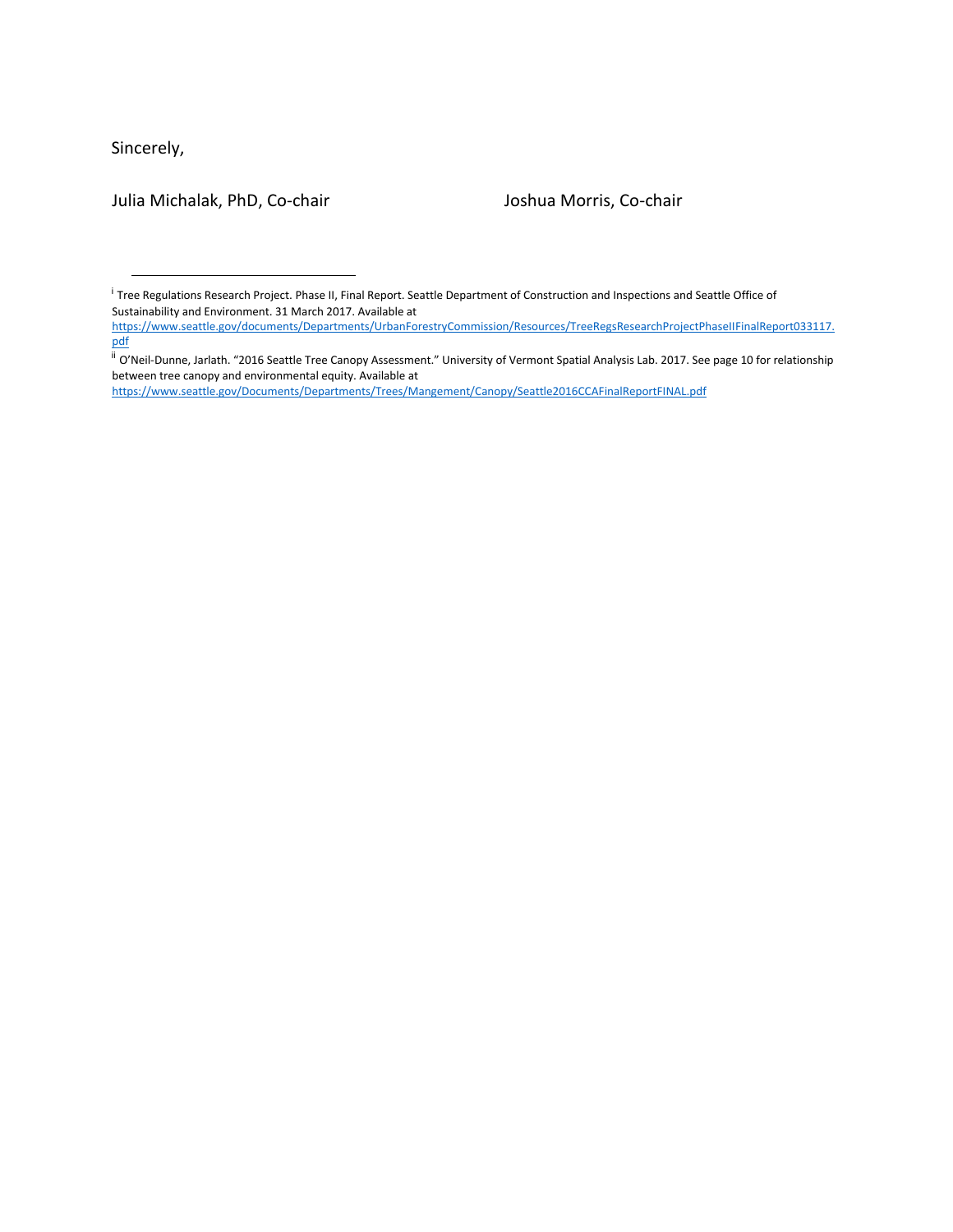Sincerely,

Julia Michalak, PhD, Co-chair Joshua Morris, Co-chair

---

[i] Tree Regulations Research Project. Phase II, Final Report. Seattle Department of Construction and Inspections and Seattle Office of Sustainability and Environment. 31 March 2017. Available at https://www.seattle.gov/documents/Departments/UrbanForestryCommission/Resources/TreeRegsResearchProjectPhaseIIFinalReport033117.pdf

[ii] O'Neil-Dunne, Jarlath. "2016 Seattle Tree Canopy Assessment." University of Vermont Spatial Analysis Lab. 2017. See page 10 for relationship between tree canopy and environmental equity. Available at https://www.seattle.gov/Documents/Departments/Trees/Mangement/Canopy/Seattle2016CCAFinalReportFINAL.pdf